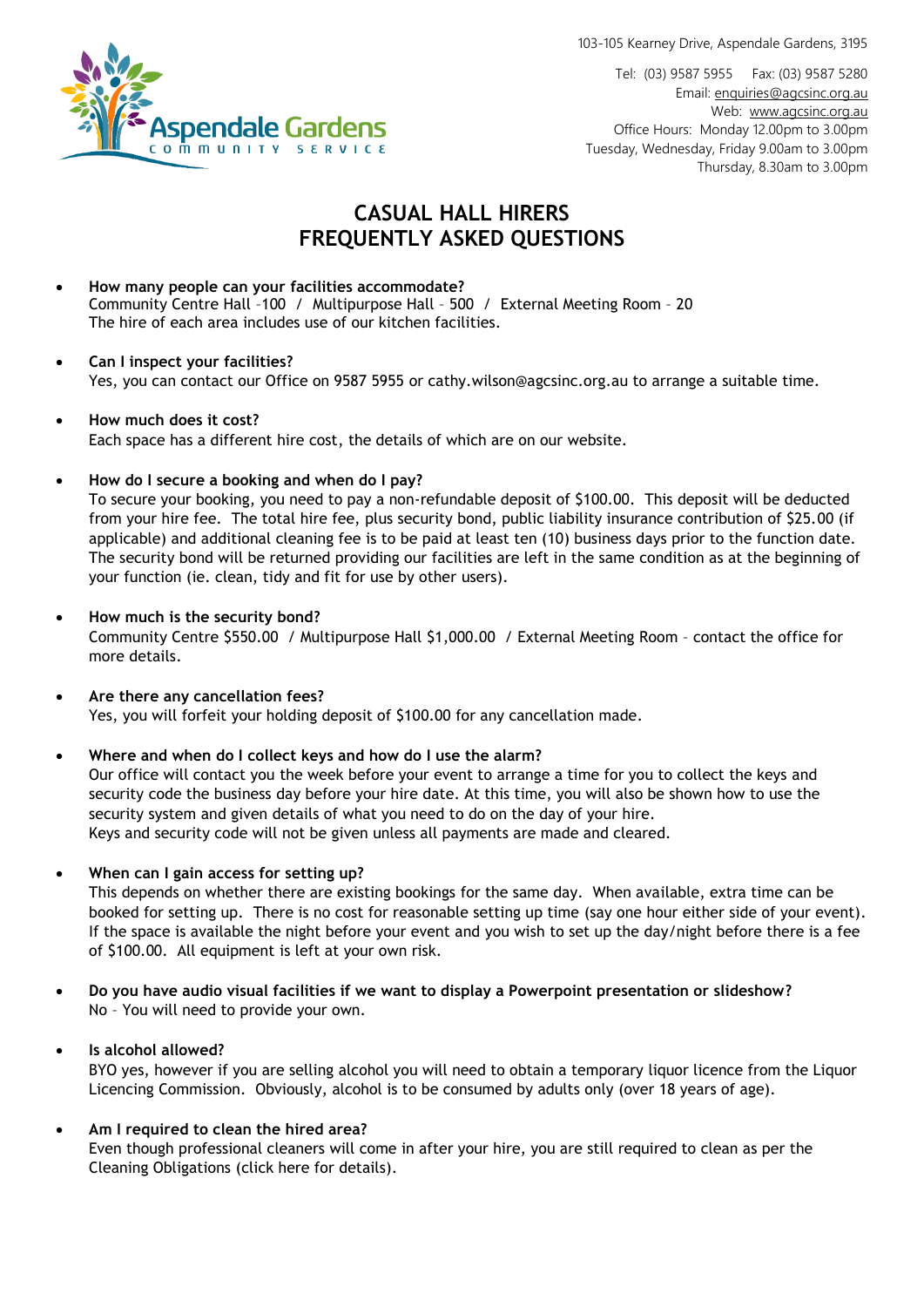103-105 Kearney Drive, Aspendale Gardens, 3195

Tel: (03) 9587 5955  Fax: (03) 9587 5280
Email: enquiries@agcsinc.org.au
Web: www.agcsinc.org.au
Office Hours: Monday 12.00pm to 3.00pm
Tuesday, Wednesday, Friday 9.00am to 3.00pm
Thursday, 8.30am to 3.00pm

Aspendale Gardens COMMUNITY SERVICE

# CASUAL HALL HIRERS
# FREQUENTLY ASKED QUESTIONS

- **How many people can your facilities accommodate?**
  Community Centre Hall –100 / Multipurpose Hall – 500 / External Meeting Room – 20
  The hire of each area includes use of our kitchen facilities.

- **Can I inspect your facilities?**
  Yes, you can contact our Office on 9587 5955 or cathy.wilson@agcsinc.org.au to arrange a suitable time.

- **How much does it cost?**
  Each space has a different hire cost, the details of which are on our website.

- **How do I secure a booking and when do I pay?**
  To secure your booking, you need to pay a non-refundable deposit of $100.00. This deposit will be deducted from your hire fee. The total hire fee, plus security bond, public liability insurance contribution of $25.00 (if applicable) and additional cleaning fee is to be paid at least ten (10) business days prior to the function date. The security bond will be returned providing our facilities are left in the same condition as at the beginning of your function (ie. clean, tidy and fit for use by other users).

- **How much is the security bond?**
  Community Centre $550.00 / Multipurpose Hall $1,000.00 / External Meeting Room – contact the office for more details.

- **Are there any cancellation fees?**
  Yes, you will forfeit your holding deposit of $100.00 for any cancellation made.

- **Where and when do I collect keys and how do I use the alarm?**
  Our office will contact you the week before your event to arrange a time for you to collect the keys and security code the business day before your hire date. At this time, you will also be shown how to use the security system and given details of what you need to do on the day of your hire.
  Keys and security code will not be given unless all payments are made and cleared.

- **When can I gain access for setting up?**
  This depends on whether there are existing bookings for the same day. When available, extra time can be booked for setting up. There is no cost for reasonable setting up time (say one hour either side of your event). If the space is available the night before your event and you wish to set up the day/night before there is a fee of $100.00. All equipment is left at your own risk.

- **Do you have audio visual facilities if we want to display a Powerpoint presentation or slideshow?**
  No – You will need to provide your own.

- **Is alcohol allowed?**
  BYO yes, however if you are selling alcohol you will need to obtain a temporary liquor licence from the Liquor Licencing Commission. Obviously, alcohol is to be consumed by adults only (over 18 years of age).

- **Am I required to clean the hired area?**
  Even though professional cleaners will come in after your hire, you are still required to clean as per the Cleaning Obligations (click here for details).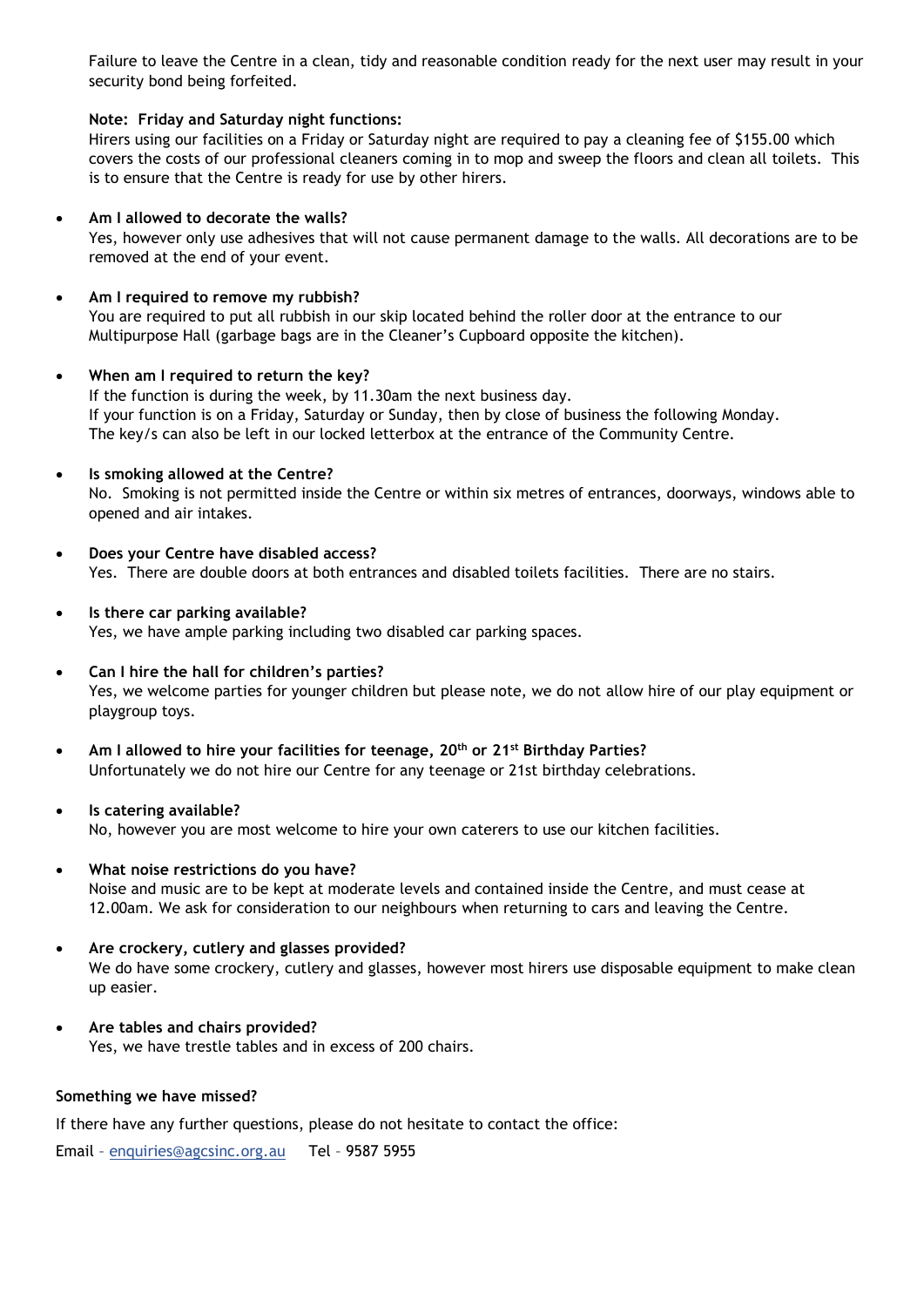Failure to leave the Centre in a clean, tidy and reasonable condition ready for the next user may result in your security bond being forfeited.

**Note: Friday and Saturday night functions:**
Hirers using our facilities on a Friday or Saturday night are required to pay a cleaning fee of $155.00 which covers the costs of our professional cleaners coming in to mop and sweep the floors and clean all toilets. This is to ensure that the Centre is ready for use by other hirers.

- **Am I allowed to decorate the walls?**
  Yes, however only use adhesives that will not cause permanent damage to the walls. All decorations are to be removed at the end of your event.

- **Am I required to remove my rubbish?**
  You are required to put all rubbish in our skip located behind the roller door at the entrance to our Multipurpose Hall (garbage bags are in the Cleaner's Cupboard opposite the kitchen).

- **When am I required to return the key?**
  If the function is during the week, by 11.30am the next business day.
  If your function is on a Friday, Saturday or Sunday, then by close of business the following Monday.
  The key/s can also be left in our locked letterbox at the entrance of the Community Centre.

- **Is smoking allowed at the Centre?**
  No. Smoking is not permitted inside the Centre or within six metres of entrances, doorways, windows able to opened and air intakes.

- **Does your Centre have disabled access?**
  Yes. There are double doors at both entrances and disabled toilets facilities. There are no stairs.

- **Is there car parking available?**
  Yes, we have ample parking including two disabled car parking spaces.

- **Can I hire the hall for children's parties?**
  Yes, we welcome parties for younger children but please note, we do not allow hire of our play equipment or playgroup toys.

- **Am I allowed to hire your facilities for teenage, 20th or 21st Birthday Parties?**
  Unfortunately we do not hire our Centre for any teenage or 21st birthday celebrations.

- **Is catering available?**
  No, however you are most welcome to hire your own caterers to use our kitchen facilities.

- **What noise restrictions do you have?**
  Noise and music are to be kept at moderate levels and contained inside the Centre, and must cease at 12.00am. We ask for consideration to our neighbours when returning to cars and leaving the Centre.

- **Are crockery, cutlery and glasses provided?**
  We do have some crockery, cutlery and glasses, however most hirers use disposable equipment to make clean up easier.

- **Are tables and chairs provided?**
  Yes, we have trestle tables and in excess of 200 chairs.

**Something we have missed?**

If there have any further questions, please do not hesitate to contact the office:

Email – enquiries@agcsinc.org.au Tel – 9587 5955